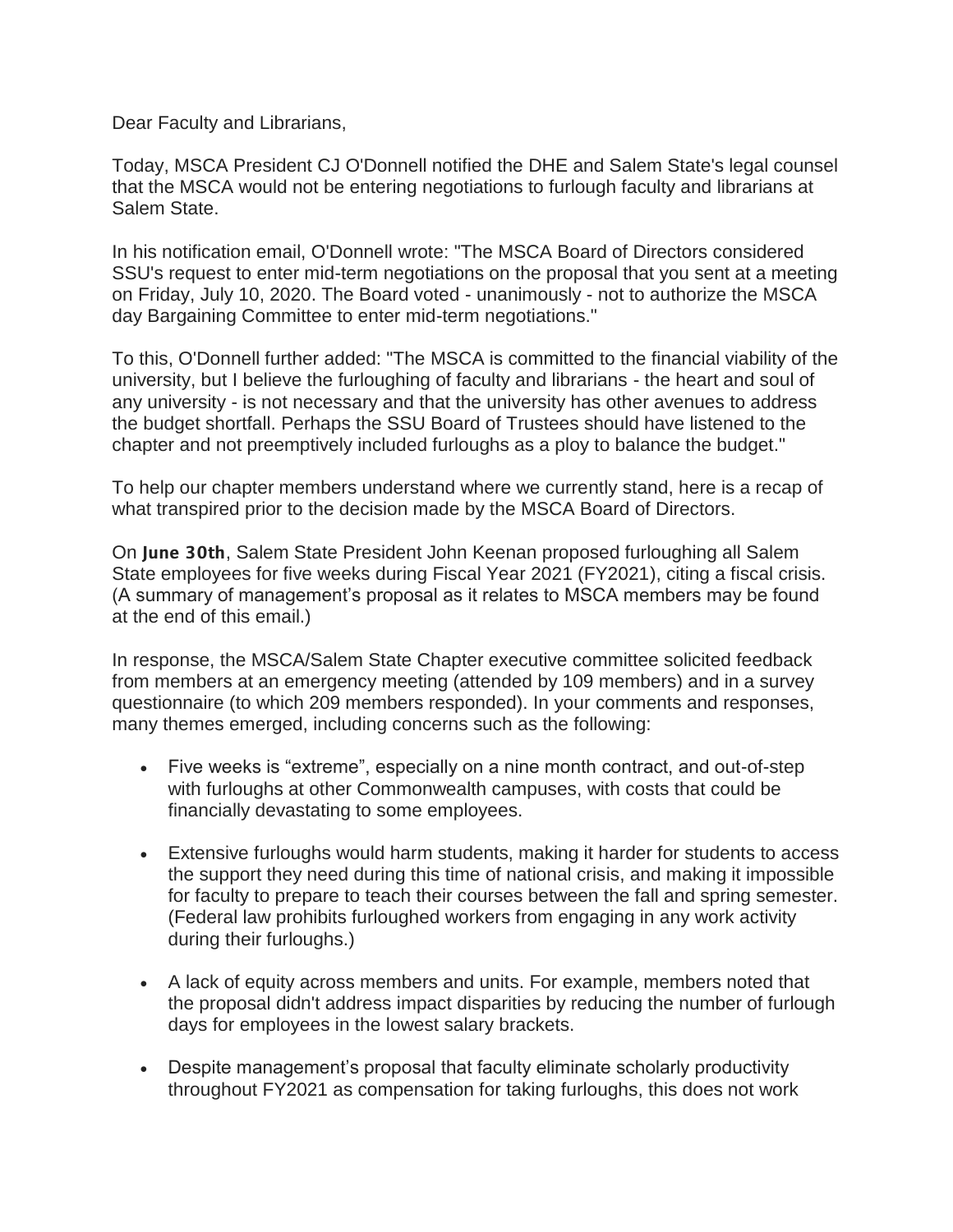Dear Faculty and Librarians,

Today, MSCA President CJ O'Donnell notified the DHE and Salem State's legal counsel that the MSCA would not be entering negotiations to furlough faculty and librarians at Salem State.

In his notification email, O'Donnell wrote: "The MSCA Board of Directors considered SSU's request to enter mid-term negotiations on the proposal that you sent at a meeting on Friday, July 10, 2020. The Board voted - unanimously - not to authorize the MSCA day Bargaining Committee to enter mid-term negotiations."

To this, O'Donnell further added: "The MSCA is committed to the financial viability of the university, but I believe the furloughing of faculty and librarians - the heart and soul of any university - is not necessary and that the university has other avenues to address the budget shortfall. Perhaps the SSU Board of Trustees should have listened to the chapter and not preemptively included furloughs as a ploy to balance the budget."

To help our chapter members understand where we currently stand, here is a recap of what transpired prior to the decision made by the MSCA Board of Directors.

On **June 30th**, Salem State President John Keenan proposed furloughing all Salem State employees for five weeks during Fiscal Year 2021 (FY2021), citing a fiscal crisis. (A summary of management's proposal as it relates to MSCA members may be found at the end of this email.)

In response, the MSCA/Salem State Chapter executive committee solicited feedback from members at an emergency meeting (attended by 109 members) and in a survey questionnaire (to which 209 members responded). In your comments and responses, many themes emerged, including concerns such as the following:

- Five weeks is "extreme", especially on a nine month contract, and out-of-step with furloughs at other Commonwealth campuses, with costs that could be financially devastating to some employees.
- Extensive furloughs would harm students, making it harder for students to access the support they need during this time of national crisis, and making it impossible for faculty to prepare to teach their courses between the fall and spring semester. (Federal law prohibits furloughed workers from engaging in any work activity during their furloughs.)
- A lack of equity across members and units. For example, members noted that the proposal didn't address impact disparities by reducing the number of furlough days for employees in the lowest salary brackets.
- Despite management's proposal that faculty eliminate scholarly productivity throughout FY2021 as compensation for taking furloughs, this does not work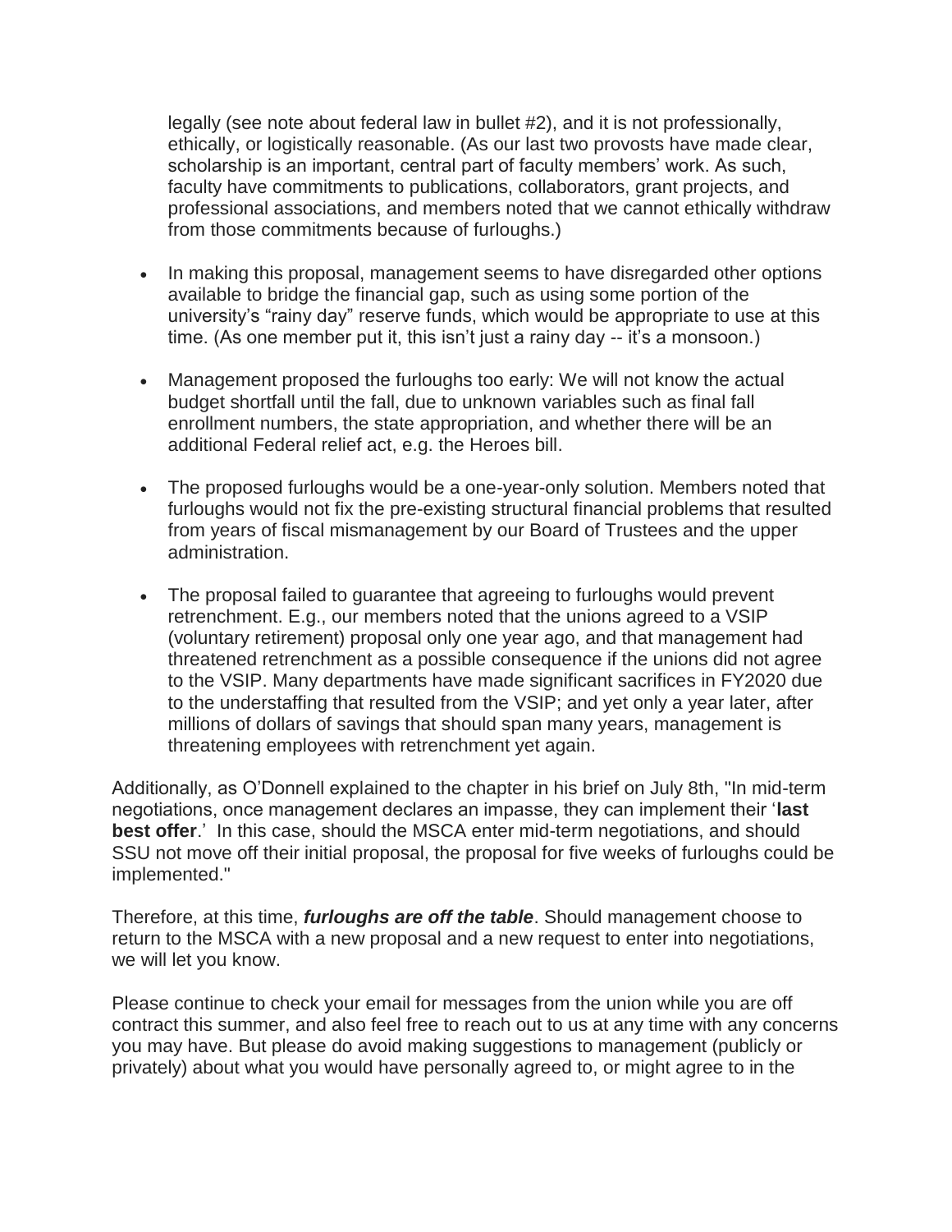legally (see note about federal law in bullet #2), and it is not professionally, ethically, or logistically reasonable. (As our last two provosts have made clear, scholarship is an important, central part of faculty members' work. As such, faculty have commitments to publications, collaborators, grant projects, and professional associations, and members noted that we cannot ethically withdraw from those commitments because of furloughs.)

- In making this proposal, management seems to have disregarded other options available to bridge the financial gap, such as using some portion of the university's "rainy day" reserve funds, which would be appropriate to use at this time. (As one member put it, this isn't just a rainy day -- it's a monsoon.)
- Management proposed the furloughs too early: We will not know the actual budget shortfall until the fall, due to unknown variables such as final fall enrollment numbers, the state appropriation, and whether there will be an additional Federal relief act, e.g. the Heroes bill.
- The proposed furloughs would be a one-year-only solution. Members noted that furloughs would not fix the pre-existing structural financial problems that resulted from years of fiscal mismanagement by our Board of Trustees and the upper administration.
- The proposal failed to guarantee that agreeing to furloughs would prevent retrenchment. E.g., our members noted that the unions agreed to a VSIP (voluntary retirement) proposal only one year ago, and that management had threatened retrenchment as a possible consequence if the unions did not agree to the VSIP. Many departments have made significant sacrifices in FY2020 due to the understaffing that resulted from the VSIP; and yet only a year later, after millions of dollars of savings that should span many years, management is threatening employees with retrenchment yet again.

Additionally, as O'Donnell explained to the chapter in his brief on July 8th, "In mid-term negotiations, once management declares an impasse, they can implement their '**last best offer**.' In this case, should the MSCA enter mid-term negotiations, and should SSU not move off their initial proposal, the proposal for five weeks of furloughs could be implemented."

Therefore, at this time, ***furloughs are off the table***. Should management choose to return to the MSCA with a new proposal and a new request to enter into negotiations, we will let you know.

Please continue to check your email for messages from the union while you are off contract this summer, and also feel free to reach out to us at any time with any concerns you may have. But please do avoid making suggestions to management (publicly or privately) about what you would have personally agreed to, or might agree to in the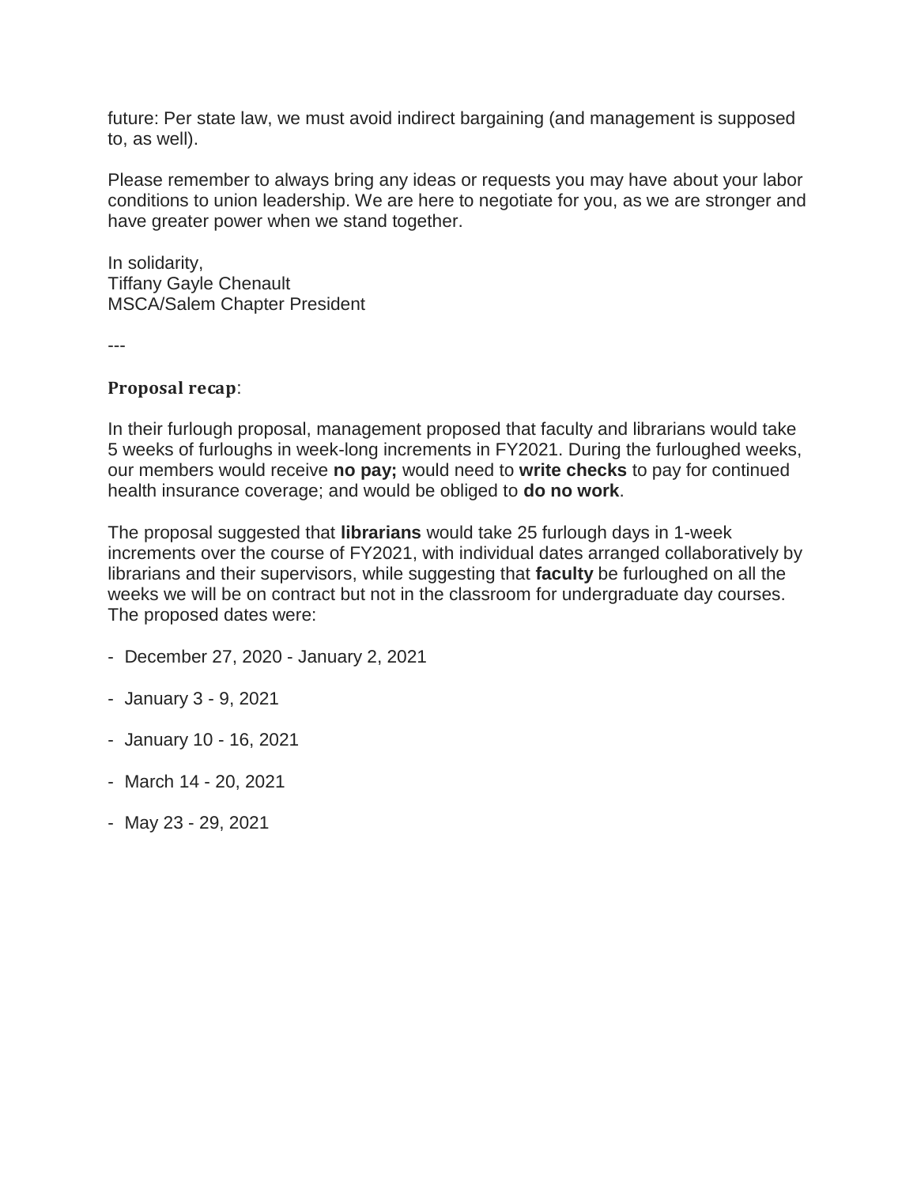future: Per state law, we must avoid indirect bargaining (and management is supposed to, as well).

Please remember to always bring any ideas or requests you may have about your labor conditions to union leadership. We are here to negotiate for you, as we are stronger and have greater power when we stand together.

In solidarity,
Tiffany Gayle Chenault
MSCA/Salem Chapter President

---

**Proposal recap**:

In their furlough proposal, management proposed that faculty and librarians would take 5 weeks of furloughs in week-long increments in FY2021. During the furloughed weeks, our members would receive **no pay;** would need to **write checks** to pay for continued health insurance coverage; and would be obliged to **do no work**.

The proposal suggested that **librarians** would take 25 furlough days in 1-week increments over the course of FY2021, with individual dates arranged collaboratively by librarians and their supervisors, while suggesting that **faculty** be furloughed on all the weeks we will be on contract but not in the classroom for undergraduate day courses. The proposed dates were:

- December 27, 2020 - January 2, 2021
- January 3 - 9, 2021
- January 10 - 16, 2021
- March 14 - 20, 2021
- May 23 - 29, 2021